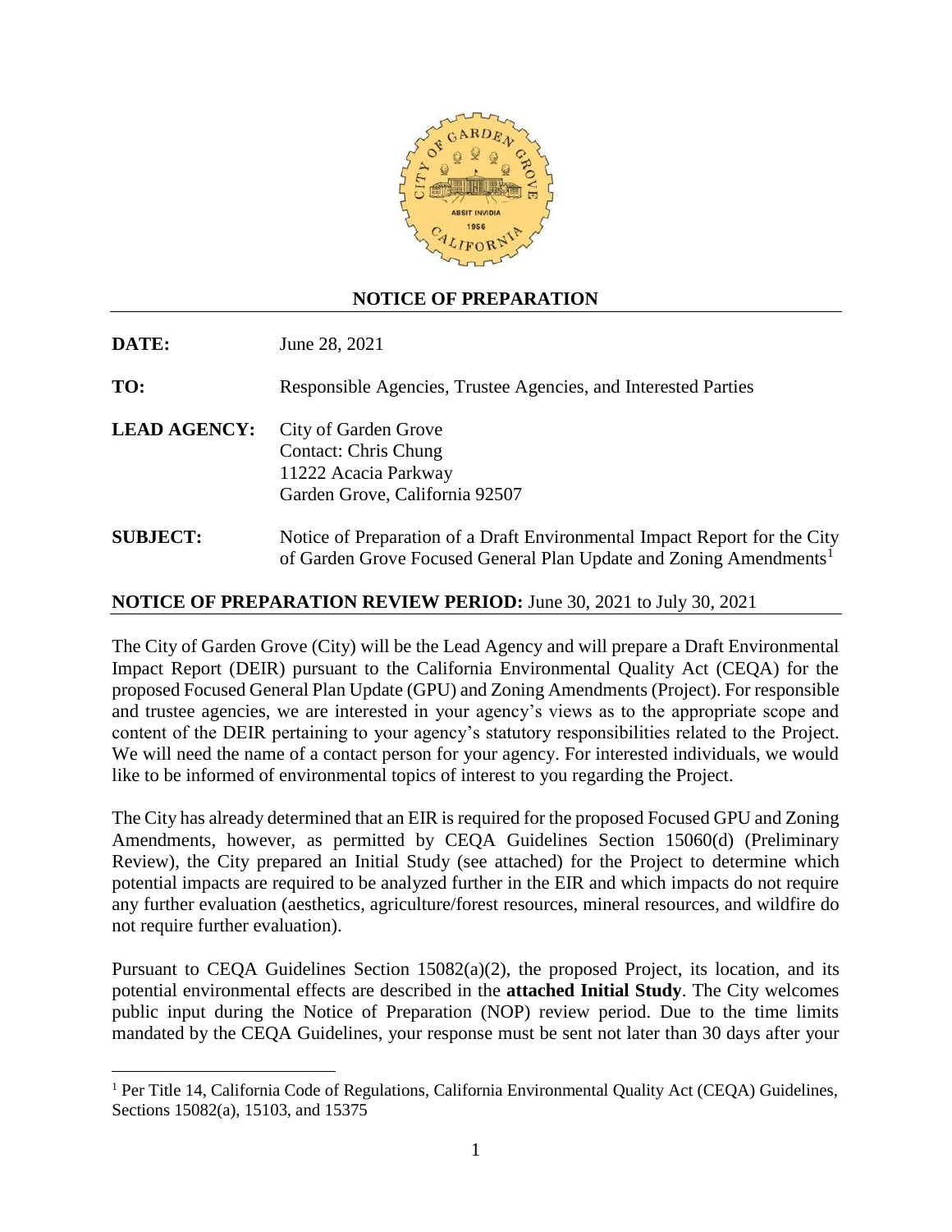# NOTICE OF PREPARATION

**DATE:** June 28, 2021

**TO:** Responsible Agencies, Trustee Agencies, and Interested Parties

**LEAD AGENCY:** City of Garden Grove
Contact: Chris Chung
11222 Acacia Parkway
Garden Grove, California 92507

**SUBJECT:** Notice of Preparation of a Draft Environmental Impact Report for the City of Garden Grove Focused General Plan Update and Zoning Amendments[1]

**NOTICE OF PREPARATION REVIEW PERIOD:** June 30, 2021 to July 30, 2021

The City of Garden Grove (City) will be the Lead Agency and will prepare a Draft Environmental Impact Report (DEIR) pursuant to the California Environmental Quality Act (CEQA) for the proposed Focused General Plan Update (GPU) and Zoning Amendments (Project). For responsible and trustee agencies, we are interested in your agency's views as to the appropriate scope and content of the DEIR pertaining to your agency's statutory responsibilities related to the Project. We will need the name of a contact person for your agency. For interested individuals, we would like to be informed of environmental topics of interest to you regarding the Project.

The City has already determined that an EIR is required for the proposed Focused GPU and Zoning Amendments, however, as permitted by CEQA Guidelines Section 15060(d) (Preliminary Review), the City prepared an Initial Study (see attached) for the Project to determine which potential impacts are required to be analyzed further in the EIR and which impacts do not require any further evaluation (aesthetics, agriculture/forest resources, mineral resources, and wildfire do not require further evaluation).

Pursuant to CEQA Guidelines Section 15082(a)(2), the proposed Project, its location, and its potential environmental effects are described in the **attached Initial Study**. The City welcomes public input during the Notice of Preparation (NOP) review period. Due to the time limits mandated by the CEQA Guidelines, your response must be sent not later than 30 days after your

[1] Per Title 14, California Code of Regulations, California Environmental Quality Act (CEQA) Guidelines, Sections 15082(a), 15103, and 15375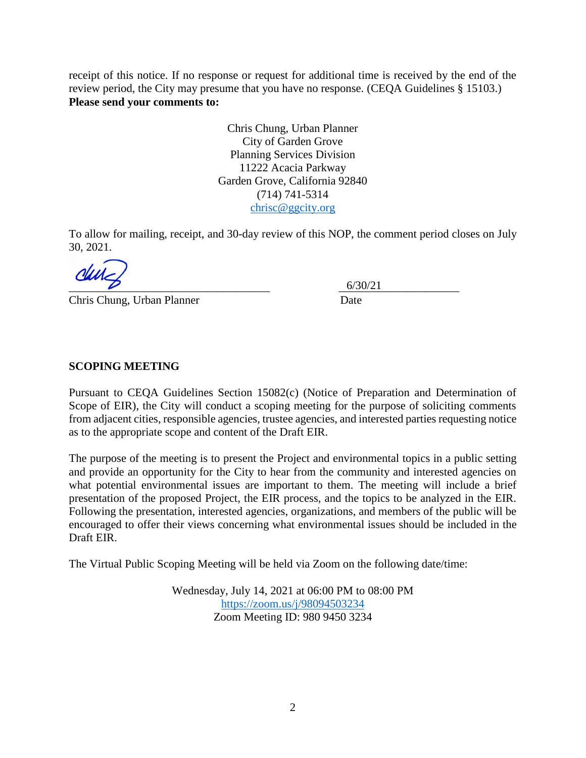receipt of this notice. If no response or request for additional time is received by the end of the review period, the City may presume that you have no response. (CEQA Guidelines § 15103.)

**Please send your comments to:**

Chris Chung, Urban Planner
City of Garden Grove
Planning Services Division
11222 Acacia Parkway
Garden Grove, California 92840
(714) 741-5314
chrisc@ggcity.org

To allow for mailing, receipt, and 30-day review of this NOP, the comment period closes on July 30, 2021.

Chris Chung, Urban Planner

Date: 6/30/21

**SCOPING MEETING**

Pursuant to CEQA Guidelines Section 15082(c) (Notice of Preparation and Determination of Scope of EIR), the City will conduct a scoping meeting for the purpose of soliciting comments from adjacent cities, responsible agencies, trustee agencies, and interested parties requesting notice as to the appropriate scope and content of the Draft EIR.

The purpose of the meeting is to present the Project and environmental topics in a public setting and provide an opportunity for the City to hear from the community and interested agencies on what potential environmental issues are important to them. The meeting will include a brief presentation of the proposed Project, the EIR process, and the topics to be analyzed in the EIR. Following the presentation, interested agencies, organizations, and members of the public will be encouraged to offer their views concerning what environmental issues should be included in the Draft EIR.

The Virtual Public Scoping Meeting will be held via Zoom on the following date/time:

Wednesday, July 14, 2021 at 06:00 PM to 08:00 PM
https://zoom.us/j/98094503234
Zoom Meeting ID: 980 9450 3234